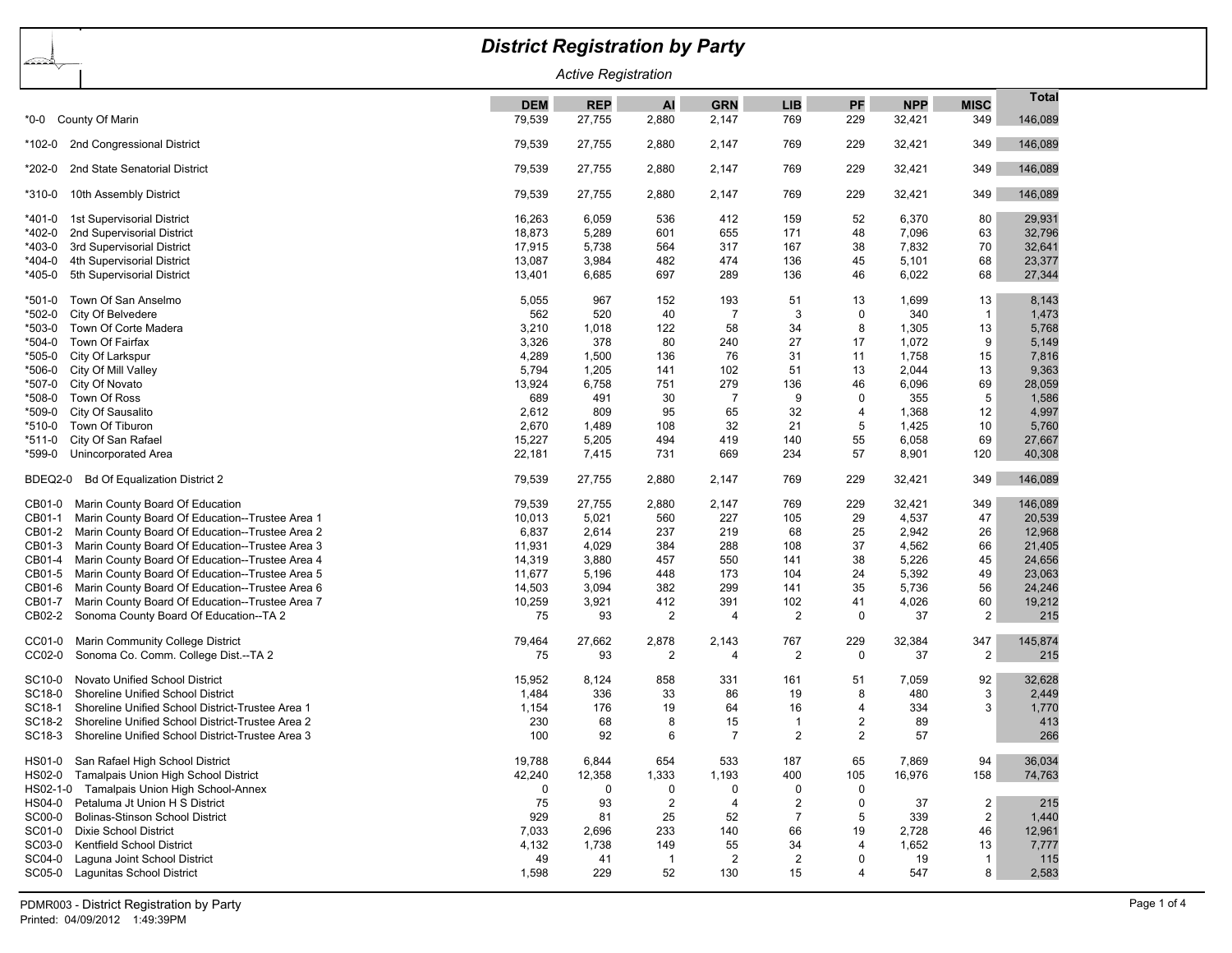# District Registration by Party

*Active Registration*

| Code | District | DEM | REP | AI | GRN | LIB | PF | NPP | MISC | Total |
|---|---|---|---|---|---|---|---|---|---|---|
| *0-0 | County Of Marin | 79,539 | 27,755 | 2,880 | 2,147 | 769 | 229 | 32,421 | 349 | 146,089 |
| *102-0 | 2nd Congressional District | 79,539 | 27,755 | 2,880 | 2,147 | 769 | 229 | 32,421 | 349 | 146,089 |
| *202-0 | 2nd State Senatorial District | 79,539 | 27,755 | 2,880 | 2,147 | 769 | 229 | 32,421 | 349 | 146,089 |
| *310-0 | 10th Assembly District | 79,539 | 27,755 | 2,880 | 2,147 | 769 | 229 | 32,421 | 349 | 146,089 |
| *401-0 | 1st Supervisorial District | 16,263 | 6,059 | 536 | 412 | 159 | 52 | 6,370 | 80 | 29,931 |
| *402-0 | 2nd Supervisorial District | 18,873 | 5,289 | 601 | 655 | 171 | 48 | 7,096 | 63 | 32,796 |
| *403-0 | 3rd Supervisorial District | 17,915 | 5,738 | 564 | 317 | 167 | 38 | 7,832 | 70 | 32,641 |
| *404-0 | 4th Supervisorial District | 13,087 | 3,984 | 482 | 474 | 136 | 45 | 5,101 | 68 | 23,377 |
| *405-0 | 5th Supervisorial District | 13,401 | 6,685 | 697 | 289 | 136 | 46 | 6,022 | 68 | 27,344 |
| *501-0 | Town Of San Anselmo | 5,055 | 967 | 152 | 193 | 51 | 13 | 1,699 | 13 | 8,143 |
| *502-0 | City Of Belvedere | 562 | 520 | 40 | 7 | 3 | 0 | 340 | 1 | 1,473 |
| *503-0 | Town Of Corte Madera | 3,210 | 1,018 | 122 | 58 | 34 | 8 | 1,305 | 13 | 5,768 |
| *504-0 | Town Of Fairfax | 3,326 | 378 | 80 | 240 | 27 | 17 | 1,072 | 9 | 5,149 |
| *505-0 | City Of Larkspur | 4,289 | 1,500 | 136 | 76 | 31 | 11 | 1,758 | 15 | 7,816 |
| *506-0 | City Of Mill Valley | 5,794 | 1,205 | 141 | 102 | 51 | 13 | 2,044 | 13 | 9,363 |
| *507-0 | City Of Novato | 13,924 | 6,758 | 751 | 279 | 136 | 46 | 6,096 | 69 | 28,059 |
| *508-0 | Town Of Ross | 689 | 491 | 30 | 7 | 9 | 0 | 355 | 5 | 1,586 |
| *509-0 | City Of Sausalito | 2,612 | 809 | 95 | 65 | 32 | 4 | 1,368 | 12 | 4,997 |
| *510-0 | Town Of Tiburon | 2,670 | 1,489 | 108 | 32 | 21 | 5 | 1,425 | 10 | 5,760 |
| *511-0 | City Of San Rafael | 15,227 | 5,205 | 494 | 419 | 140 | 55 | 6,058 | 69 | 27,667 |
| *599-0 | Unincorporated Area | 22,181 | 7,415 | 731 | 669 | 234 | 57 | 8,901 | 120 | 40,308 |
| BDEQ2-0 | Bd Of Equalization District 2 | 79,539 | 27,755 | 2,880 | 2,147 | 769 | 229 | 32,421 | 349 | 146,089 |
| CB01-0 | Marin County Board Of Education | 79,539 | 27,755 | 2,880 | 2,147 | 769 | 229 | 32,421 | 349 | 146,089 |
| CB01-1 | Marin County Board Of Education--Trustee Area 1 | 10,013 | 5,021 | 560 | 227 | 105 | 29 | 4,537 | 47 | 20,539 |
| CB01-2 | Marin County Board Of Education--Trustee Area 2 | 6,837 | 2,614 | 237 | 219 | 68 | 25 | 2,942 | 26 | 12,968 |
| CB01-3 | Marin County Board Of Education--Trustee Area 3 | 11,931 | 4,029 | 384 | 288 | 108 | 37 | 4,562 | 66 | 21,405 |
| CB01-4 | Marin County Board Of Education--Trustee Area 4 | 14,319 | 3,880 | 457 | 550 | 141 | 38 | 5,226 | 45 | 24,656 |
| CB01-5 | Marin County Board Of Education--Trustee Area 5 | 11,677 | 5,196 | 448 | 173 | 104 | 24 | 5,392 | 49 | 23,063 |
| CB01-6 | Marin County Board Of Education--Trustee Area 6 | 14,503 | 3,094 | 382 | 299 | 141 | 35 | 5,736 | 56 | 24,246 |
| CB01-7 | Marin County Board Of Education--Trustee Area 7 | 10,259 | 3,921 | 412 | 391 | 102 | 41 | 4,026 | 60 | 19,212 |
| CB02-2 | Sonoma County Board Of Education--TA 2 | 75 | 93 | 2 | 4 | 2 | 0 | 37 | 2 | 215 |
| CC01-0 | Marin Community College District | 79,464 | 27,662 | 2,878 | 2,143 | 767 | 229 | 32,384 | 347 | 145,874 |
| CC02-0 | Sonoma Co. Comm. College Dist.--TA 2 | 75 | 93 | 2 | 4 | 2 | 0 | 37 | 2 | 215 |
| SC10-0 | Novato Unified School District | 15,952 | 8,124 | 858 | 331 | 161 | 51 | 7,059 | 92 | 32,628 |
| SC18-0 | Shoreline Unified School District | 1,484 | 336 | 33 | 86 | 19 | 8 | 480 | 3 | 2,449 |
| SC18-1 | Shoreline Unified School District-Trustee Area 1 | 1,154 | 176 | 19 | 64 | 16 | 4 | 334 | 3 | 1,770 |
| SC18-2 | Shoreline Unified School District-Trustee Area 2 | 230 | 68 | 8 | 15 | 1 | 2 | 89 | | 413 |
| SC18-3 | Shoreline Unified School District-Trustee Area 3 | 100 | 92 | 6 | 7 | 2 | 2 | 57 | | 266 |
| HS01-0 | San Rafael High School District | 19,788 | 6,844 | 654 | 533 | 187 | 65 | 7,869 | 94 | 36,034 |
| HS02-0 | Tamalpais Union High School District | 42,240 | 12,358 | 1,333 | 1,193 | 400 | 105 | 16,976 | 158 | 74,763 |
| HS02-1-0 | Tamalpais Union High School-Annex | 0 | 0 | 0 | 0 | 0 | 0 | | | |
| HS04-0 | Petaluma Jt Union H S District | 75 | 93 | 2 | 4 | 2 | 0 | 37 | 2 | 215 |
| SC00-0 | Bolinas-Stinson School District | 929 | 81 | 25 | 52 | 7 | 5 | 339 | 2 | 1,440 |
| SC01-0 | Dixie School District | 7,033 | 2,696 | 233 | 140 | 66 | 19 | 2,728 | 46 | 12,961 |
| SC03-0 | Kentfield School District | 4,132 | 1,738 | 149 | 55 | 34 | 4 | 1,652 | 13 | 7,777 |
| SC04-0 | Laguna Joint School District | 49 | 41 | 1 | 2 | 2 | 0 | 19 | 1 | 115 |
| SC05-0 | Lagunitas School District | 1,598 | 229 | 52 | 130 | 15 | 4 | 547 | 8 | 2,583 |

PDMR003 - District Registration by Party
Printed: 04/09/2012 1:49:39PM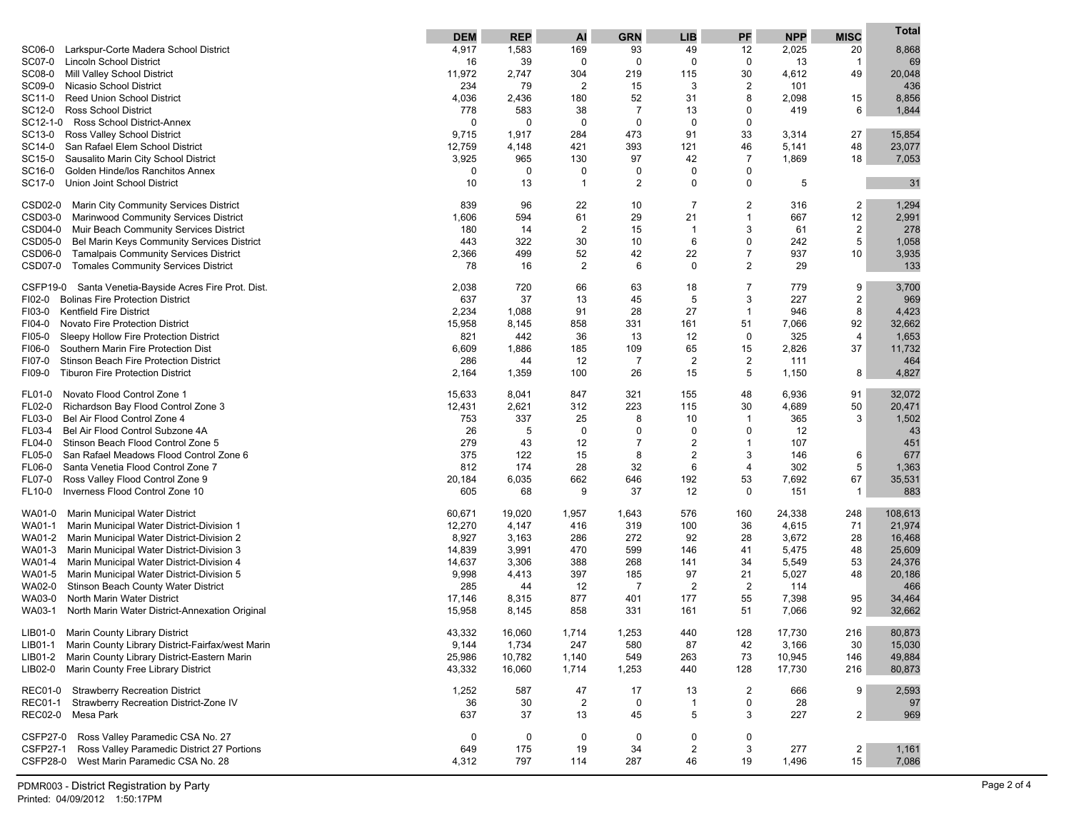| | DEM | REP | AI | GRN | LIB | PF | NPP | MISC | Total |
|---|---|---|---|---|---|---|---|---|---|
| SC06-0 Larkspur-Corte Madera School District | 4,917 | 1,583 | 169 | 93 | 49 | 12 | 2,025 | 20 | 8,868 |
| SC07-0 Lincoln School District | 16 | 39 | 0 | 0 | 0 | 0 | 13 | 1 | 69 |
| SC08-0 Mill Valley School District | 11,972 | 2,747 | 304 | 219 | 115 | 30 | 4,612 | 49 | 20,048 |
| SC09-0 Nicasio School District | 234 | 79 | 2 | 15 | 3 | 2 | 101 | | 436 |
| SC11-0 Reed Union School District | 4,036 | 2,436 | 180 | 52 | 31 | 8 | 2,098 | 15 | 8,856 |
| SC12-0 Ross School District | 778 | 583 | 38 | 7 | 13 | 0 | 419 | 6 | 1,844 |
| SC12-1-0 Ross School District-Annex | 0 | 0 | 0 | 0 | 0 | 0 | | | |
| SC13-0 Ross Valley School District | 9,715 | 1,917 | 284 | 473 | 91 | 33 | 3,314 | 27 | 15,854 |
| SC14-0 San Rafael Elem School District | 12,759 | 4,148 | 421 | 393 | 121 | 46 | 5,141 | 48 | 23,077 |
| SC15-0 Sausalito Marin City School District | 3,925 | 965 | 130 | 97 | 42 | 7 | 1,869 | 18 | 7,053 |
| SC16-0 Golden Hinde/los Ranchitos Annex | 0 | 0 | 0 | 0 | 0 | 0 | | | |
| SC17-0 Union Joint School District | 10 | 13 | 1 | 2 | 0 | 0 | 5 | | 31 |
| CSD02-0 Marin City Community Services District | 839 | 96 | 22 | 10 | 7 | 2 | 316 | 2 | 1,294 |
| CSD03-0 Marinwood Community Services District | 1,606 | 594 | 61 | 29 | 21 | 1 | 667 | 12 | 2,991 |
| CSD04-0 Muir Beach Community Services District | 180 | 14 | 2 | 15 | 1 | 3 | 61 | 2 | 278 |
| CSD05-0 Bel Marin Keys Community Services District | 443 | 322 | 30 | 10 | 6 | 0 | 242 | 5 | 1,058 |
| CSD06-0 Tamalpais Community Services District | 2,366 | 499 | 52 | 42 | 22 | 7 | 937 | 10 | 3,935 |
| CSD07-0 Tomales Community Services District | 78 | 16 | 2 | 6 | 0 | 2 | 29 | | 133 |
| CSFP19-0 Santa Venetia-Bayside Acres Fire Prot. Dist. | 2,038 | 720 | 66 | 63 | 18 | 7 | 779 | 9 | 3,700 |
| FI02-0 Bolinas Fire Protection District | 637 | 37 | 13 | 45 | 5 | 3 | 227 | 2 | 969 |
| FI03-0 Kentfield Fire District | 2,234 | 1,088 | 91 | 28 | 27 | 1 | 946 | 8 | 4,423 |
| FI04-0 Novato Fire Protection District | 15,958 | 8,145 | 858 | 331 | 161 | 51 | 7,066 | 92 | 32,662 |
| FI05-0 Sleepy Hollow Fire Protection District | 821 | 442 | 36 | 13 | 12 | 0 | 325 | 4 | 1,653 |
| FI06-0 Southern Marin Fire Protection Dist | 6,609 | 1,886 | 185 | 109 | 65 | 15 | 2,826 | 37 | 11,732 |
| FI07-0 Stinson Beach Fire Protection District | 286 | 44 | 12 | 7 | 2 | 2 | 111 | | 464 |
| FI09-0 Tiburon Fire Protection District | 2,164 | 1,359 | 100 | 26 | 15 | 5 | 1,150 | 8 | 4,827 |
| FL01-0 Novato Flood Control Zone 1 | 15,633 | 8,041 | 847 | 321 | 155 | 48 | 6,936 | 91 | 32,072 |
| FL02-0 Richardson Bay Flood Control Zone 3 | 12,431 | 2,621 | 312 | 223 | 115 | 30 | 4,689 | 50 | 20,471 |
| FL03-0 Bel Air Flood Control Zone 4 | 753 | 337 | 25 | 8 | 10 | 1 | 365 | 3 | 1,502 |
| FL03-4 Bel Air Flood Control Subzone 4A | 26 | 5 | 0 | 0 | 0 | 0 | 12 | | 43 |
| FL04-0 Stinson Beach Flood Control Zone 5 | 279 | 43 | 12 | 7 | 2 | 1 | 107 | | 451 |
| FL05-0 San Rafael Meadows Flood Control Zone 6 | 375 | 122 | 15 | 8 | 2 | 3 | 146 | 6 | 677 |
| FL06-0 Santa Venetia Flood Control Zone 7 | 812 | 174 | 28 | 32 | 6 | 4 | 302 | 5 | 1,363 |
| FL07-0 Ross Valley Flood Control Zone 9 | 20,184 | 6,035 | 662 | 646 | 192 | 53 | 7,692 | 67 | 35,531 |
| FL10-0 Inverness Flood Control Zone 10 | 605 | 68 | 9 | 37 | 12 | 0 | 151 | 1 | 883 |
| WA01-0 Marin Municipal Water District | 60,671 | 19,020 | 1,957 | 1,643 | 576 | 160 | 24,338 | 248 | 108,613 |
| WA01-1 Marin Municipal Water District-Division 1 | 12,270 | 4,147 | 416 | 319 | 100 | 36 | 4,615 | 71 | 21,974 |
| WA01-2 Marin Municipal Water District-Division 2 | 8,927 | 3,163 | 286 | 272 | 92 | 28 | 3,672 | 28 | 16,468 |
| WA01-3 Marin Municipal Water District-Division 3 | 14,839 | 3,991 | 470 | 599 | 146 | 41 | 5,475 | 48 | 25,609 |
| WA01-4 Marin Municipal Water District-Division 4 | 14,637 | 3,306 | 388 | 268 | 141 | 34 | 5,549 | 53 | 24,376 |
| WA01-5 Marin Municipal Water District-Division 5 | 9,998 | 4,413 | 397 | 185 | 97 | 21 | 5,027 | 48 | 20,186 |
| WA02-0 Stinson Beach County Water District | 285 | 44 | 12 | 7 | 2 | 2 | 114 | | 466 |
| WA03-0 North Marin Water District | 17,146 | 8,315 | 877 | 401 | 177 | 55 | 7,398 | 95 | 34,464 |
| WA03-1 North Marin Water District-Annexation Original | 15,958 | 8,145 | 858 | 331 | 161 | 51 | 7,066 | 92 | 32,662 |
| LIB01-0 Marin County Library District | 43,332 | 16,060 | 1,714 | 1,253 | 440 | 128 | 17,730 | 216 | 80,873 |
| LIB01-1 Marin County Library District-Fairfax/west Marin | 9,144 | 1,734 | 247 | 580 | 87 | 42 | 3,166 | 30 | 15,030 |
| LIB01-2 Marin County Library District-Eastern Marin | 25,986 | 10,782 | 1,140 | 549 | 263 | 73 | 10,945 | 146 | 49,884 |
| LIB02-0 Marin County Free Library District | 43,332 | 16,060 | 1,714 | 1,253 | 440 | 128 | 17,730 | 216 | 80,873 |
| REC01-0 Strawberry Recreation District | 1,252 | 587 | 47 | 17 | 13 | 2 | 666 | 9 | 2,593 |
| REC01-1 Strawberry Recreation District-Zone IV | 36 | 30 | 2 | 0 | 1 | 0 | 28 | | 97 |
| REC02-0 Mesa Park | 637 | 37 | 13 | 45 | 5 | 3 | 227 | 2 | 969 |
| CSFP27-0 Ross Valley Paramedic CSA No. 27 | 0 | 0 | 0 | 0 | 0 | 0 | | | |
| CSFP27-1 Ross Valley Paramedic District 27 Portions | 649 | 175 | 19 | 34 | 2 | 3 | 277 | 2 | 1,161 |
| CSFP28-0 West Marin Paramedic CSA No. 28 | 4,312 | 797 | 114 | 287 | 46 | 19 | 1,496 | 15 | 7,086 |

PDMR003 - District Registration by Party
Printed: 04/09/2012 1:50:17PM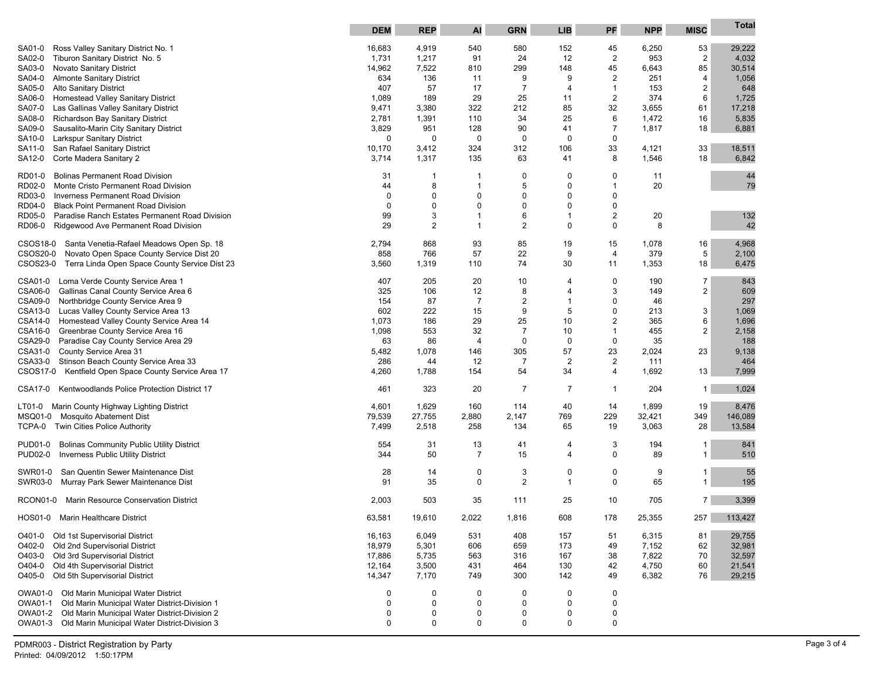| | DEM | REP | AI | GRN | LIB | PF | NPP | MISC | Total |
|---|---|---|---|---|---|---|---|---|---|
| SA01-0 Ross Valley Sanitary District No. 1 | 16,683 | 4,919 | 540 | 580 | 152 | 45 | 6,250 | 53 | 29,222 |
| SA02-0 Tiburon Sanitary District No. 5 | 1,731 | 1,217 | 91 | 24 | 12 | 2 | 953 | 2 | 4,032 |
| SA03-0 Novato Sanitary District | 14,962 | 7,522 | 810 | 299 | 148 | 45 | 6,643 | 85 | 30,514 |
| SA04-0 Almonte Sanitary District | 634 | 136 | 11 | 9 | 9 | 2 | 251 | 4 | 1,056 |
| SA05-0 Alto Sanitary District | 407 | 57 | 17 | 7 | 4 | 1 | 153 | 2 | 648 |
| SA06-0 Homestead Valley Sanitary District | 1,089 | 189 | 29 | 25 | 11 | 2 | 374 | 6 | 1,725 |
| SA07-0 Las Gallinas Valley Sanitary District | 9,471 | 3,380 | 322 | 212 | 85 | 32 | 3,655 | 61 | 17,218 |
| SA08-0 Richardson Bay Sanitary District | 2,781 | 1,391 | 110 | 34 | 25 | 6 | 1,472 | 16 | 5,835 |
| SA09-0 Sausalito-Marin City Sanitary District | 3,829 | 951 | 128 | 90 | 41 | 7 | 1,817 | 18 | 6,881 |
| SA10-0 Larkspur Sanitary District | 0 | 0 | 0 | 0 | 0 | 0 | | | |
| SA11-0 San Rafael Sanitary District | 10,170 | 3,412 | 324 | 312 | 106 | 33 | 4,121 | 33 | 18,511 |
| SA12-0 Corte Madera Sanitary 2 | 3,714 | 1,317 | 135 | 63 | 41 | 8 | 1,546 | 18 | 6,842 |
| RD01-0 Bolinas Permanent Road Division | 31 | 1 | 1 | 0 | 0 | 0 | 11 | | 44 |
| RD02-0 Monte Cristo Permanent Road Division | 44 | 8 | 1 | 5 | 0 | 1 | 20 | | 79 |
| RD03-0 Inverness Permanent Road Division | 0 | 0 | 0 | 0 | 0 | 0 | | | |
| RD04-0 Black Point Permanent Road Division | 0 | 0 | 0 | 0 | 0 | 0 | | | |
| RD05-0 Paradise Ranch Estates Permanent Road Division | 99 | 3 | 1 | 6 | 1 | 2 | 20 | | 132 |
| RD06-0 Ridgewood Ave Permanent Road Division | 29 | 2 | 1 | 2 | 0 | 0 | 8 | | 42 |
| CSOS18-0 Santa Venetia-Rafael Meadows Open Sp. 18 | 2,794 | 868 | 93 | 85 | 19 | 15 | 1,078 | 16 | 4,968 |
| CSOS20-0 Novato Open Space County Service Dist 20 | 858 | 766 | 57 | 22 | 9 | 4 | 379 | 5 | 2,100 |
| CSOS23-0 Terra Linda Open Space County Service Dist 23 | 3,560 | 1,319 | 110 | 74 | 30 | 11 | 1,353 | 18 | 6,475 |
| CSA01-0 Loma Verde County Service Area 1 | 407 | 205 | 20 | 10 | 4 | 0 | 190 | 7 | 843 |
| CSA06-0 Gallinas Canal County Service Area 6 | 325 | 106 | 12 | 8 | 4 | 3 | 149 | 2 | 609 |
| CSA09-0 Northbridge County Service Area 9 | 154 | 87 | 7 | 2 | 1 | 0 | 46 | | 297 |
| CSA13-0 Lucas Valley County Service Area 13 | 602 | 222 | 15 | 9 | 5 | 0 | 213 | 3 | 1,069 |
| CSA14-0 Homestead Valley County Service Area 14 | 1,073 | 186 | 29 | 25 | 10 | 2 | 365 | 6 | 1,696 |
| CSA16-0 Greenbrae County Service Area 16 | 1,098 | 553 | 32 | 7 | 10 | 1 | 455 | 2 | 2,158 |
| CSA29-0 Paradise Cay County Service Area 29 | 63 | 86 | 4 | 0 | 0 | 0 | 35 | | 188 |
| CSA31-0 County Service Area 31 | 5,482 | 1,078 | 146 | 305 | 57 | 23 | 2,024 | 23 | 9,138 |
| CSA33-0 Stinson Beach County Service Area 33 | 286 | 44 | 12 | 7 | 2 | 2 | 111 | | 464 |
| CSOS17-0 Kentfield Open Space County Service Area 17 | 4,260 | 1,788 | 154 | 54 | 34 | 4 | 1,692 | 13 | 7,999 |
| CSA17-0 Kentwoodlands Police Protection District 17 | 461 | 323 | 20 | 7 | 7 | 1 | 204 | 1 | 1,024 |
| LT01-0 Marin County Highway Lighting District | 4,601 | 1,629 | 160 | 114 | 40 | 14 | 1,899 | 19 | 8,476 |
| MSQ01-0 Mosquito Abatement Dist | 79,539 | 27,755 | 2,880 | 2,147 | 769 | 229 | 32,421 | 349 | 146,089 |
| TCPA-0 Twin Cities Police Authority | 7,499 | 2,518 | 258 | 134 | 65 | 19 | 3,063 | 28 | 13,584 |
| PUD01-0 Bolinas Community Public Utility District | 554 | 31 | 13 | 41 | 4 | 3 | 194 | 1 | 841 |
| PUD02-0 Inverness Public Utility District | 344 | 50 | 7 | 15 | 4 | 0 | 89 | 1 | 510 |
| SWR01-0 San Quentin Sewer Maintenance Dist | 28 | 14 | 0 | 3 | 0 | 0 | 9 | 1 | 55 |
| SWR03-0 Murray Park Sewer Maintenance Dist | 91 | 35 | 0 | 2 | 1 | 0 | 65 | 1 | 195 |
| RCON01-0 Marin Resource Conservation District | 2,003 | 503 | 35 | 111 | 25 | 10 | 705 | 7 | 3,399 |
| HOS01-0 Marin Healthcare District | 63,581 | 19,610 | 2,022 | 1,816 | 608 | 178 | 25,355 | 257 | 113,427 |
| O401-0 Old 1st Supervisorial District | 16,163 | 6,049 | 531 | 408 | 157 | 51 | 6,315 | 81 | 29,755 |
| O402-0 Old 2nd Supervisorial District | 18,979 | 5,301 | 606 | 659 | 173 | 49 | 7,152 | 62 | 32,981 |
| O403-0 Old 3rd Supervisorial District | 17,886 | 5,735 | 563 | 316 | 167 | 38 | 7,822 | 70 | 32,597 |
| O404-0 Old 4th Supervisorial District | 12,164 | 3,500 | 431 | 464 | 130 | 42 | 4,750 | 60 | 21,541 |
| O405-0 Old 5th Supervisorial District | 14,347 | 7,170 | 749 | 300 | 142 | 49 | 6,382 | 76 | 29,215 |
| OWA01-0 Old Marin Municipal Water District | 0 | 0 | 0 | 0 | 0 | 0 | | | |
| OWA01-1 Old Marin Municipal Water District-Division 1 | 0 | 0 | 0 | 0 | 0 | 0 | | | |
| OWA01-2 Old Marin Municipal Water District-Division 2 | 0 | 0 | 0 | 0 | 0 | 0 | | | |
| OWA01-3 Old Marin Municipal Water District-Division 3 | 0 | 0 | 0 | 0 | 0 | 0 | | | |

PDMR003 - District Registration by Party
Printed: 04/09/2012 1:50:17PM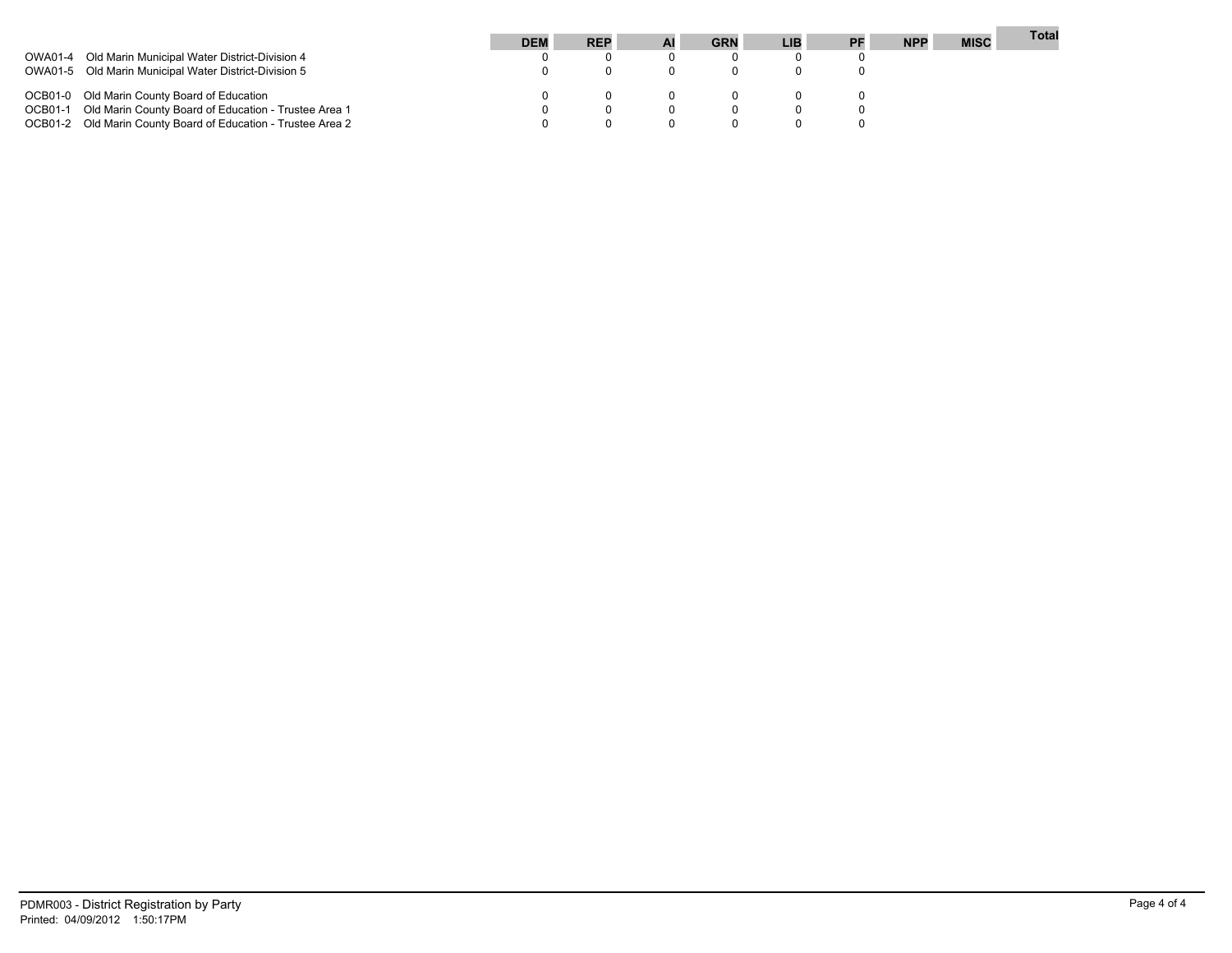| | | DEM | REP | AI | GRN | LIB | PF | NPP | MISC | Total |
|---|---|---|---|---|---|---|---|---|---|---|
| OWA01-4 | Old Marin Municipal Water District-Division 4 | 0 | 0 | 0 | 0 | 0 | 0 | | | |
| OWA01-5 | Old Marin Municipal Water District-Division 5 | 0 | 0 | 0 | 0 | 0 | 0 | | | |
| OCB01-0 | Old Marin County Board of Education | 0 | 0 | 0 | 0 | 0 | 0 | | | |
| OCB01-1 | Old Marin County Board of Education - Trustee Area 1 | 0 | 0 | 0 | 0 | 0 | 0 | | | |
| OCB01-2 | Old Marin County Board of Education - Trustee Area 2 | 0 | 0 | 0 | 0 | 0 | 0 | | | |

PDMR003 - District Registration by Party
Printed: 04/09/2012 1:50:17PM